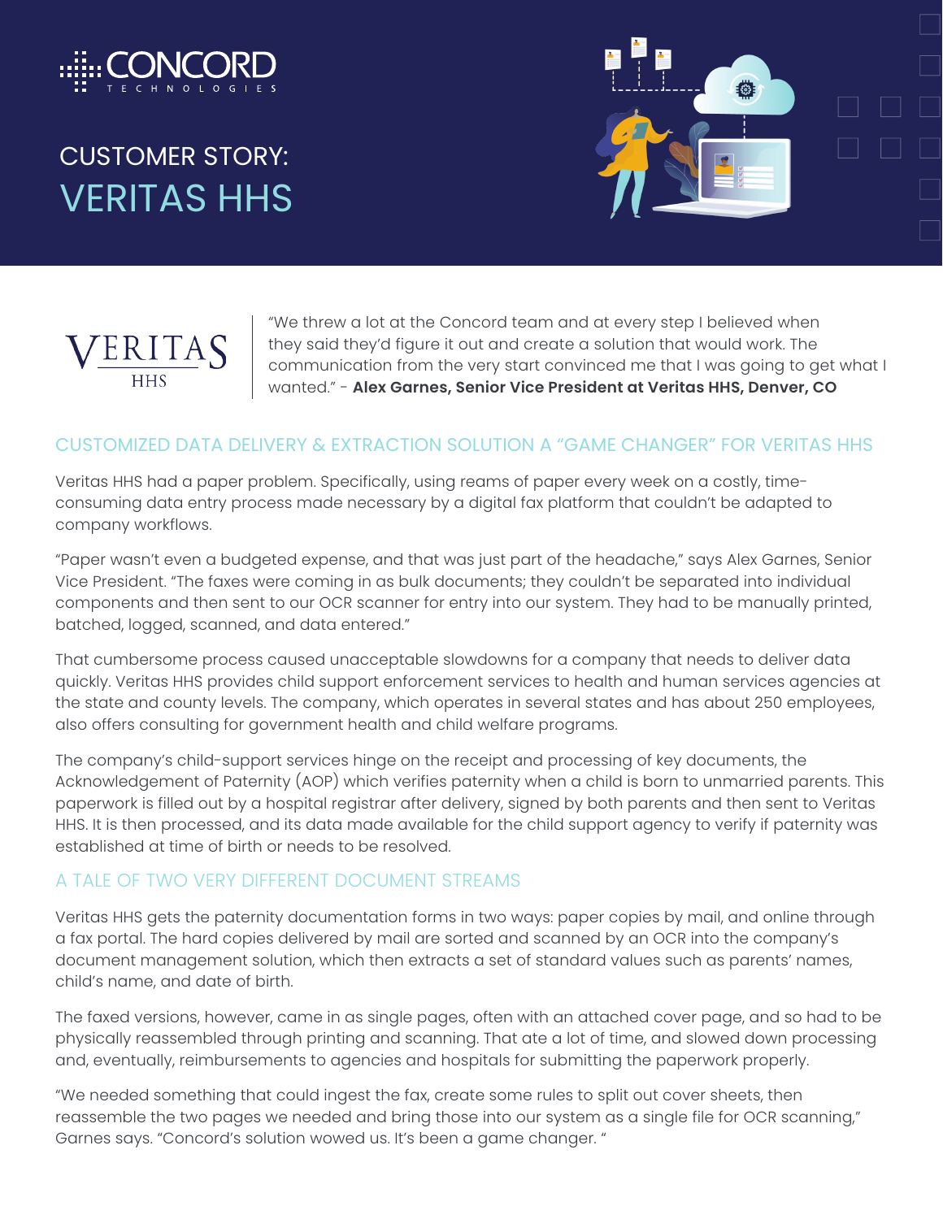CONCORD TECHNOLOGIES

# CUSTOMER STORY: VERITAS HHS

VERITAS HHS

"We threw a lot at the Concord team and at every step I believed when they said they'd figure it out and create a solution that would work. The communication from the very start convinced me that I was going to get what I wanted." - **Alex Garnes, Senior Vice President at Veritas HHS, Denver, CO**

## CUSTOMIZED DATA DELIVERY & EXTRACTION SOLUTION A "GAME CHANGER" FOR VERITAS HHS

Veritas HHS had a paper problem. Specifically, using reams of paper every week on a costly, time-consuming data entry process made necessary by a digital fax platform that couldn't be adapted to company workflows.

"Paper wasn't even a budgeted expense, and that was just part of the headache," says Alex Garnes, Senior Vice President. "The faxes were coming in as bulk documents; they couldn't be separated into individual components and then sent to our OCR scanner for entry into our system. They had to be manually printed, batched, logged, scanned, and data entered."

That cumbersome process caused unacceptable slowdowns for a company that needs to deliver data quickly. Veritas HHS provides child support enforcement services to health and human services agencies at the state and county levels. The company, which operates in several states and has about 250 employees, also offers consulting for government health and child welfare programs.

The company's child-support services hinge on the receipt and processing of key documents, the Acknowledgement of Paternity (AOP) which verifies paternity when a child is born to unmarried parents. This paperwork is filled out by a hospital registrar after delivery, signed by both parents and then sent to Veritas HHS. It is then processed, and its data made available for the child support agency to verify if paternity was established at time of birth or needs to be resolved.

## A TALE OF TWO VERY DIFFERENT DOCUMENT STREAMS

Veritas HHS gets the paternity documentation forms in two ways: paper copies by mail, and online through a fax portal. The hard copies delivered by mail are sorted and scanned by an OCR into the company's document management solution, which then extracts a set of standard values such as parents' names, child's name, and date of birth.

The faxed versions, however, came in as single pages, often with an attached cover page, and so had to be physically reassembled through printing and scanning. That ate a lot of time, and slowed down processing and, eventually, reimbursements to agencies and hospitals for submitting the paperwork properly.

"We needed something that could ingest the fax, create some rules to split out cover sheets, then reassemble the two pages we needed and bring those into our system as a single file for OCR scanning," Garnes says. "Concord's solution wowed us. It's been a game changer. "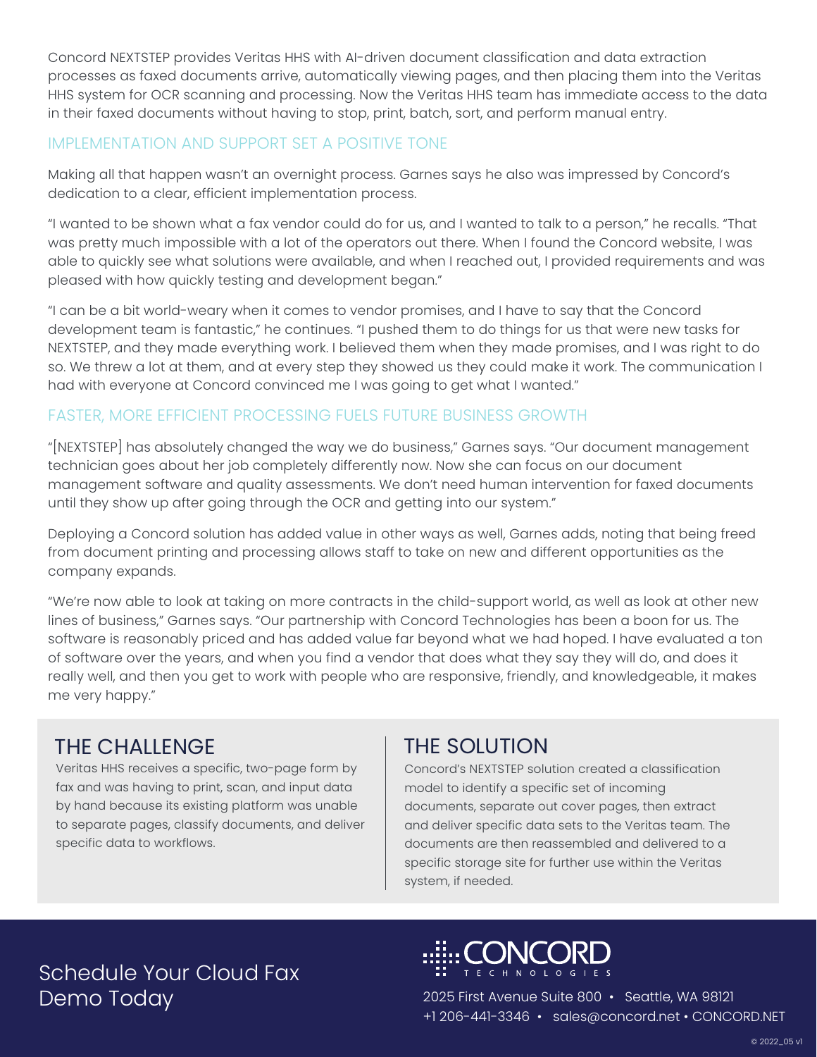Concord NEXTSTEP provides Veritas HHS with AI-driven document classification and data extraction processes as faxed documents arrive, automatically viewing pages, and then placing them into the Veritas HHS system for OCR scanning and processing. Now the Veritas HHS team has immediate access to the data in their faxed documents without having to stop, print, batch, sort, and perform manual entry.

## IMPLEMENTATION AND SUPPORT SET A POSITIVE TONE

Making all that happen wasn't an overnight process. Garnes says he also was impressed by Concord's dedication to a clear, efficient implementation process.

"I wanted to be shown what a fax vendor could do for us, and I wanted to talk to a person," he recalls. "That was pretty much impossible with a lot of the operators out there. When I found the Concord website, I was able to quickly see what solutions were available, and when I reached out, I provided requirements and was pleased with how quickly testing and development began."

"I can be a bit world-weary when it comes to vendor promises, and I have to say that the Concord development team is fantastic," he continues. "I pushed them to do things for us that were new tasks for NEXTSTEP, and they made everything work. I believed them when they made promises, and I was right to do so. We threw a lot at them, and at every step they showed us they could make it work. The communication I had with everyone at Concord convinced me I was going to get what I wanted."

## FASTER, MORE EFFICIENT PROCESSING FUELS FUTURE BUSINESS GROWTH

"[NEXTSTEP] has absolutely changed the way we do business," Garnes says. "Our document management technician goes about her job completely differently now. Now she can focus on our document management software and quality assessments. We don't need human intervention for faxed documents until they show up after going through the OCR and getting into our system."

Deploying a Concord solution has added value in other ways as well, Garnes adds, noting that being freed from document printing and processing allows staff to take on new and different opportunities as the company expands.

"We're now able to look at taking on more contracts in the child-support world, as well as look at other new lines of business," Garnes says. "Our partnership with Concord Technologies has been a boon for us. The software is reasonably priced and has added value far beyond what we had hoped. I have evaluated a ton of software over the years, and when you find a vendor that does what they say they will do, and does it really well, and then you get to work with people who are responsive, friendly, and knowledgeable, it makes me very happy."

## THE CHALLENGE

Veritas HHS receives a specific, two-page form by fax and was having to print, scan, and input data by hand because its existing platform was unable to separate pages, classify documents, and deliver specific data to workflows.

## THE SOLUTION

Concord's NEXTSTEP solution created a classification model to identify a specific set of incoming documents, separate out cover pages, then extract and deliver specific data sets to the Veritas team. The documents are then reassembled and delivered to a specific storage site for further use within the Veritas system, if needed.

Schedule Your Cloud Fax Demo Today

CONCORD TECHNOLOGIES

2025 First Avenue Suite 800 • Seattle, WA 98121
+1 206-441-3346 • sales@concord.net • CONCORD.NET

© 2022_05 v1